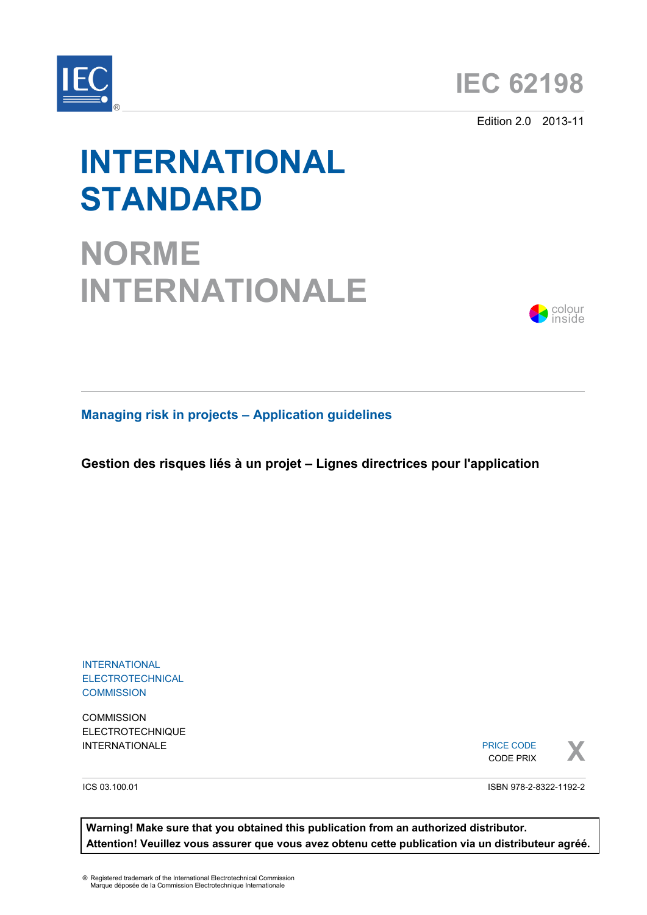# IEC 62198

Edition 2.0 2013-11

# INTERNATIONAL STANDARD

# NORME INTERNATIONALE

colour inside

## Managing risk in projects – Application guidelines

**Gestion des risques liés à un projet – Lignes directrices pour l'application**

INTERNATIONAL ELECTROTECHNICAL COMMISSION

COMMISSION ELECTROTECHNIQUE INTERNATIONALE

PRICE CODE
CODE PRIX **X**

ICS 03.100.01

ISBN 978-2-8322-1192-2

**Warning! Make sure that you obtained this publication from an authorized distributor.**
**Attention! Veuillez vous assurer que vous avez obtenu cette publication via un distributeur agréé.**

® Registered trademark of the International Electrotechnical Commission
Marque déposée de la Commission Electrotechnique Internationale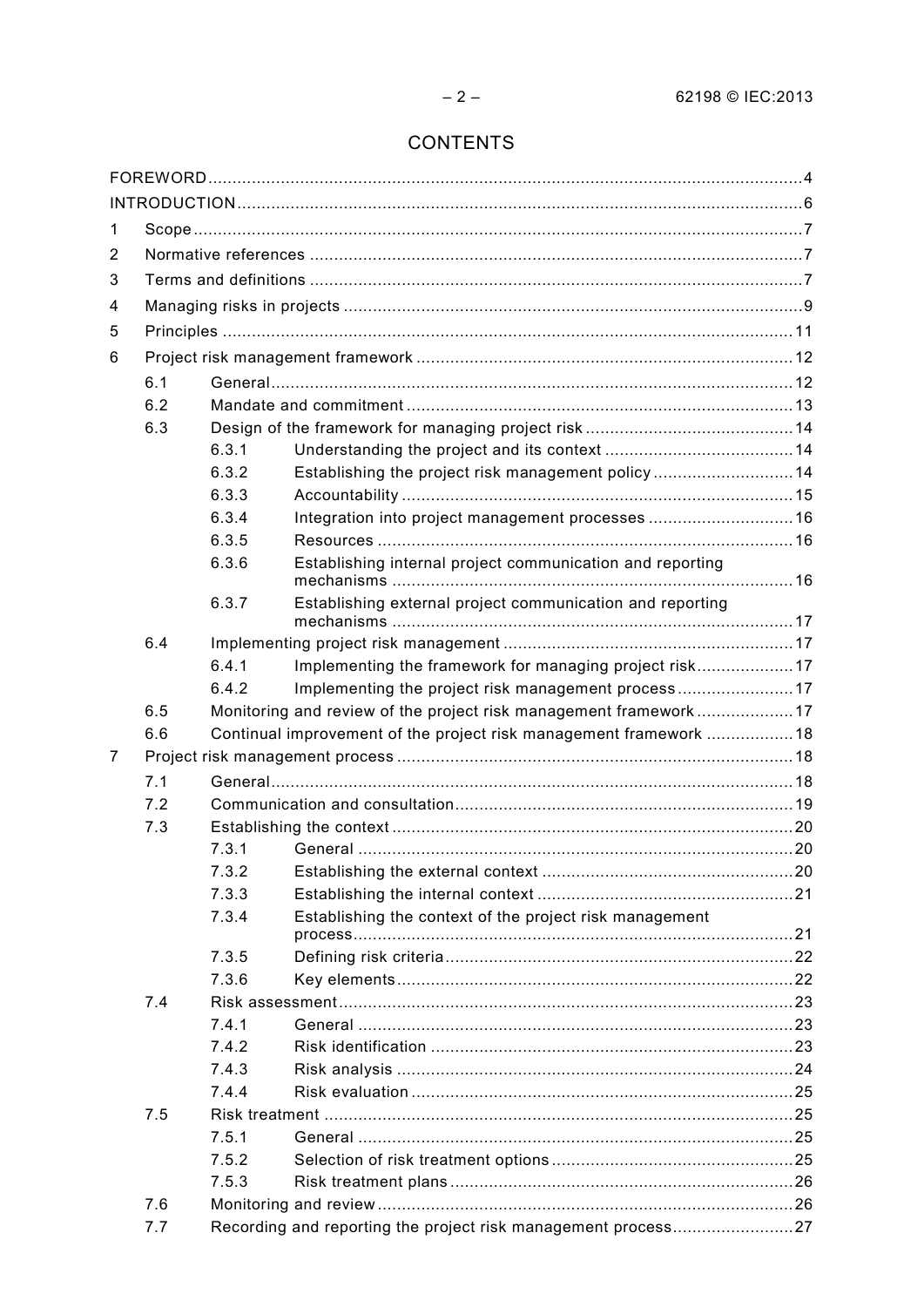# CONTENTS

FOREWORD ....................................................................................................................... 4

INTRODUCTION ................................................................................................................. 6

1 Scope ............................................................................................................................ 7

2 Normative references ................................................................................................... 7

3 Terms and definitions ................................................................................................... 7

4 Managing risks in projects ............................................................................................ 9

5 Principles .................................................................................................................... 11

6 Project risk management framework ........................................................................... 12

- 6.1 General ........................................................................................................... 12
- 6.2 Mandate and commitment ............................................................................... 13
- 6.3 Design of the framework for managing project risk ........................................... 14
  - 6.3.1 Understanding the project and its context ............................................... 14
  - 6.3.2 Establishing the project risk management policy ..................................... 14
  - 6.3.3 Accountability ......................................................................................... 15
  - 6.3.4 Integration into project management processes ...................................... 16
  - 6.3.5 Resources ............................................................................................... 16
  - 6.3.6 Establishing internal project communication and reporting mechanisms ..... 16
  - 6.3.7 Establishing external project communication and reporting mechanisms ..... 17
- 6.4 Implementing project risk management ............................................................ 17
  - 6.4.1 Implementing the framework for managing project risk ............................ 17
  - 6.4.2 Implementing the project risk management process ................................. 17
- 6.5 Monitoring and review of the project risk management framework .................... 17
- 6.6 Continual improvement of the project risk management framework .................. 18

7 Project risk management process ............................................................................... 18

- 7.1 General ........................................................................................................... 18
- 7.2 Communication and consultation ...................................................................... 19
- 7.3 Establishing the context ................................................................................... 20
  - 7.3.1 General ................................................................................................... 20
  - 7.3.2 Establishing the external context ............................................................ 20
  - 7.3.3 Establishing the internal context ............................................................. 21
  - 7.3.4 Establishing the context of the project risk management process ............. 21
  - 7.3.5 Defining risk criteria ................................................................................ 22
  - 7.3.6 Key elements .......................................................................................... 22
- 7.4 Risk assessment ............................................................................................. 23
  - 7.4.1 General ................................................................................................... 23
  - 7.4.2 Risk identification ................................................................................... 23
  - 7.4.3 Risk analysis .......................................................................................... 24
  - 7.4.4 Risk evaluation ....................................................................................... 25
- 7.5 Risk treatment ................................................................................................. 25
  - 7.5.1 General ................................................................................................... 25
  - 7.5.2 Selection of risk treatment options .......................................................... 25
  - 7.5.3 Risk treatment plans ............................................................................... 26
- 7.6 Monitoring and review ...................................................................................... 26
- 7.7 Recording and reporting the project risk management process .......................... 27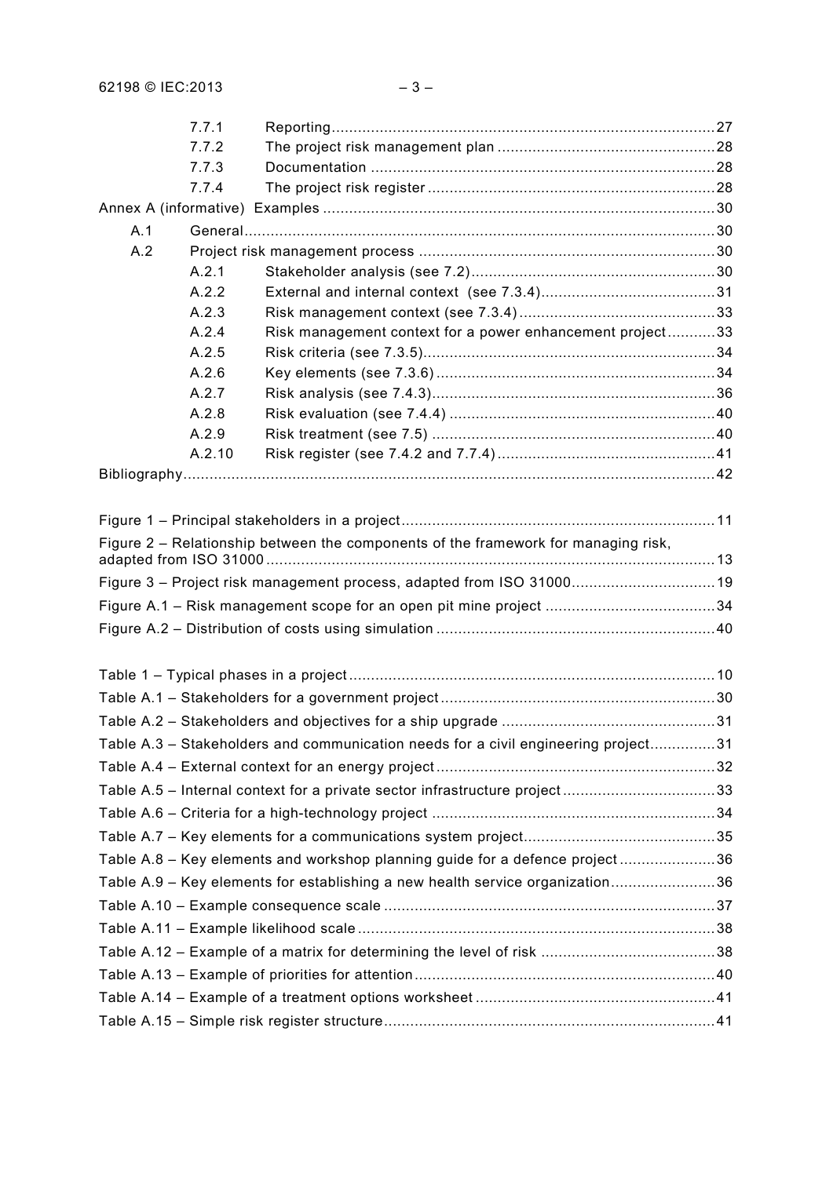7.7.1 Reporting ........................................................................................ 27
7.7.2 The project risk management plan .................................................. 28
7.7.3 Documentation ............................................................................... 28
7.7.4 The project risk register ................................................................. 28

Annex A (informative) Examples ......................................................................... 30

A.1 General ........................................................................................................... 30

A.2 Project risk management process ................................................................... 30

A.2.1 Stakeholder analysis (see 7.2) ........................................................ 30
A.2.2 External and internal context (see 7.3.4) ........................................ 31
A.2.3 Risk management context (see 7.3.4) ............................................. 33
A.2.4 Risk management context for a power enhancement project ........... 33
A.2.5 Risk criteria (see 7.3.5) .................................................................. 34
A.2.6 Key elements (see 7.3.6) ................................................................ 34
A.2.7 Risk analysis (see 7.4.3) ................................................................. 36
A.2.8 Risk evaluation (see 7.4.4) ............................................................. 40
A.2.9 Risk treatment (see 7.5) ................................................................. 40
A.2.10 Risk register (see 7.4.2 and 7.7.4) .................................................. 41

Bibliography ......................................................................................................... 42

Figure 1 – Principal stakeholders in a project ....................................................... 11

Figure 2 – Relationship between the components of the framework for managing risk, adapted from ISO 31000 ...................................................................................................... 13

Figure 3 – Project risk management process, adapted from ISO 31000 ................................ 19

Figure A.1 – Risk management scope for an open pit mine project ...................................... 34

Figure A.2 – Distribution of costs using simulation ............................................................... 40

Table 1 – Typical phases in a project ................................................................................... 10

Table A.1 – Stakeholders for a government project .............................................................. 30

Table A.2 – Stakeholders and objectives for a ship upgrade ................................................ 31

Table A.3 – Stakeholders and communication needs for a civil engineering project ............... 31

Table A.4 – External context for an energy project ............................................................... 32

Table A.5 – Internal context for a private sector infrastructure project .................................. 33

Table A.6 – Criteria for a high-technology project ................................................................ 34

Table A.7 – Key elements for a communications system project ........................................... 35

Table A.8 – Key elements and workshop planning guide for a defence project ..................... 36

Table A.9 – Key elements for establishing a new health service organization ........................ 36

Table A.10 – Example consequence scale ........................................................................... 37

Table A.11 – Example likelihood scale ................................................................................. 38

Table A.12 – Example of a matrix for determining the level of risk ........................................ 38

Table A.13 – Example of priorities for attention .................................................................... 40

Table A.14 – Example of a treatment options worksheet ...................................................... 41

Table A.15 – Simple risk register structure ........................................................................... 41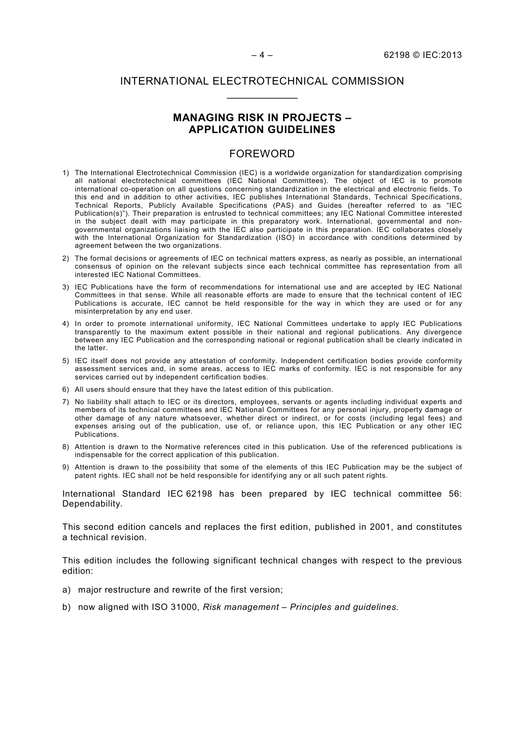# INTERNATIONAL ELECTROTECHNICAL COMMISSION

___________

## MANAGING RISK IN PROJECTS – APPLICATION GUIDELINES

## FOREWORD

1) The International Electrotechnical Commission (IEC) is a worldwide organization for standardization comprising all national electrotechnical committees (IEC National Committees). The object of IEC is to promote international co-operation on all questions concerning standardization in the electrical and electronic fields. To this end and in addition to other activities, IEC publishes International Standards, Technical Specifications, Technical Reports, Publicly Available Specifications (PAS) and Guides (hereafter referred to as "IEC Publication(s)"). Their preparation is entrusted to technical committees; any IEC National Committee interested in the subject dealt with may participate in this preparatory work. International, governmental and non-governmental organizations liaising with the IEC also participate in this preparation. IEC collaborates closely with the International Organization for Standardization (ISO) in accordance with conditions determined by agreement between the two organizations.

2) The formal decisions or agreements of IEC on technical matters express, as nearly as possible, an international consensus of opinion on the relevant subjects since each technical committee has representation from all interested IEC National Committees.

3) IEC Publications have the form of recommendations for international use and are accepted by IEC National Committees in that sense. While all reasonable efforts are made to ensure that the technical content of IEC Publications is accurate, IEC cannot be held responsible for the way in which they are used or for any misinterpretation by any end user.

4) In order to promote international uniformity, IEC National Committees undertake to apply IEC Publications transparently to the maximum extent possible in their national and regional publications. Any divergence between any IEC Publication and the corresponding national or regional publication shall be clearly indicated in the latter.

5) IEC itself does not provide any attestation of conformity. Independent certification bodies provide conformity assessment services and, in some areas, access to IEC marks of conformity. IEC is not responsible for any services carried out by independent certification bodies.

6) All users should ensure that they have the latest edition of this publication.

7) No liability shall attach to IEC or its directors, employees, servants or agents including individual experts and members of its technical committees and IEC National Committees for any personal injury, property damage or other damage of any nature whatsoever, whether direct or indirect, or for costs (including legal fees) and expenses arising out of the publication, use of, or reliance upon, this IEC Publication or any other IEC Publications.

8) Attention is drawn to the Normative references cited in this publication. Use of the referenced publications is indispensable for the correct application of this publication.

9) Attention is drawn to the possibility that some of the elements of this IEC Publication may be the subject of patent rights. IEC shall not be held responsible for identifying any or all such patent rights.

International Standard IEC 62198 has been prepared by IEC technical committee 56: Dependability.

This second edition cancels and replaces the first edition, published in 2001, and constitutes a technical revision.

This edition includes the following significant technical changes with respect to the previous edition:

a) major restructure and rewrite of the first version;

b) now aligned with ISO 31000, *Risk management – Principles and guidelines.*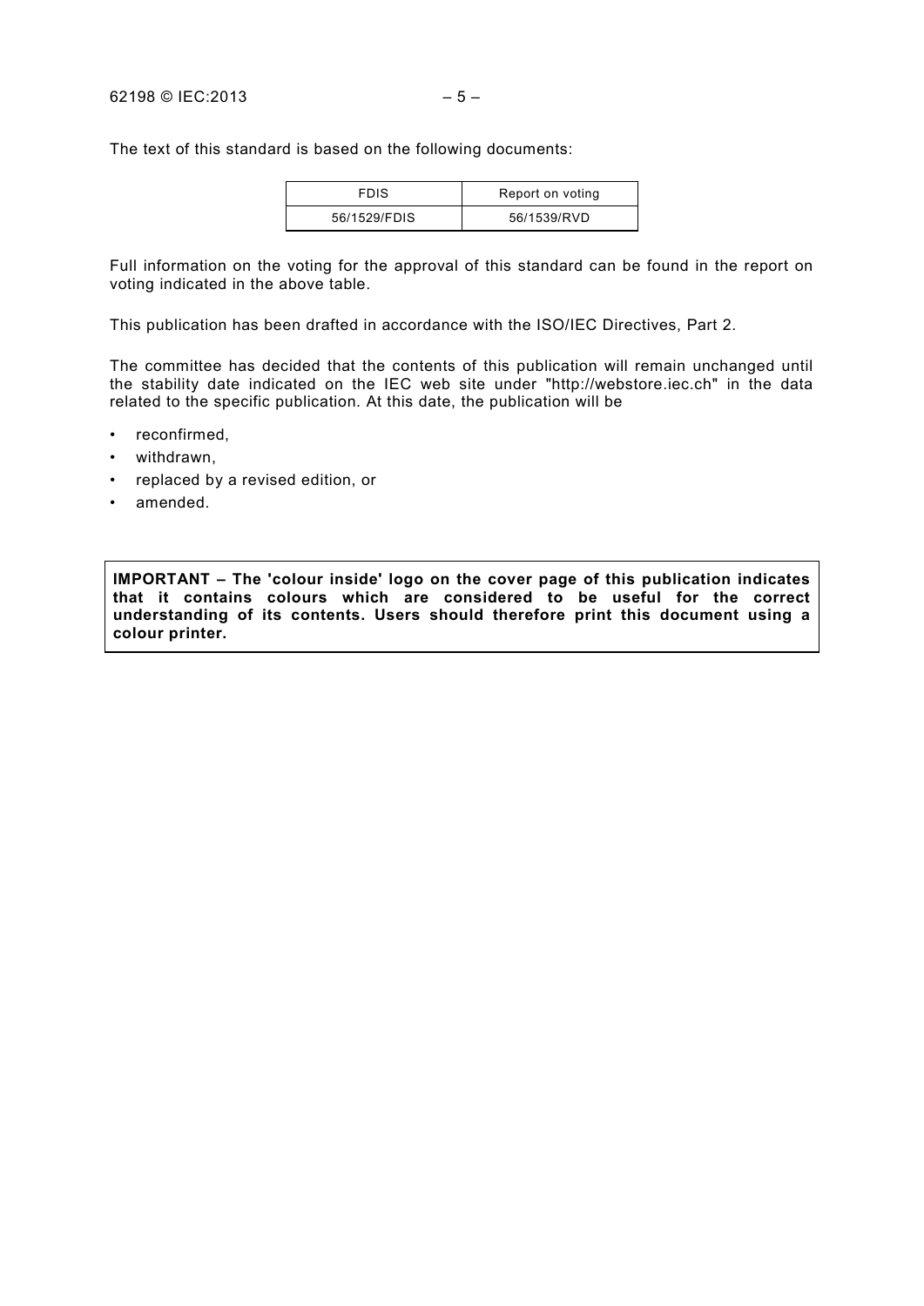The text of this standard is based on the following documents:

| FDIS | Report on voting |
|---|---|
| 56/1529/FDIS | 56/1539/RVD |

Full information on the voting for the approval of this standard can be found in the report on voting indicated in the above table.

This publication has been drafted in accordance with the ISO/IEC Directives, Part 2.

The committee has decided that the contents of this publication will remain unchanged until the stability date indicated on the IEC web site under "http://webstore.iec.ch" in the data related to the specific publication. At this date, the publication will be

- reconfirmed,
- withdrawn,
- replaced by a revised edition, or
- amended.

**IMPORTANT – The 'colour inside' logo on the cover page of this publication indicates that it contains colours which are considered to be useful for the correct understanding of its contents. Users should therefore print this document using a colour printer.**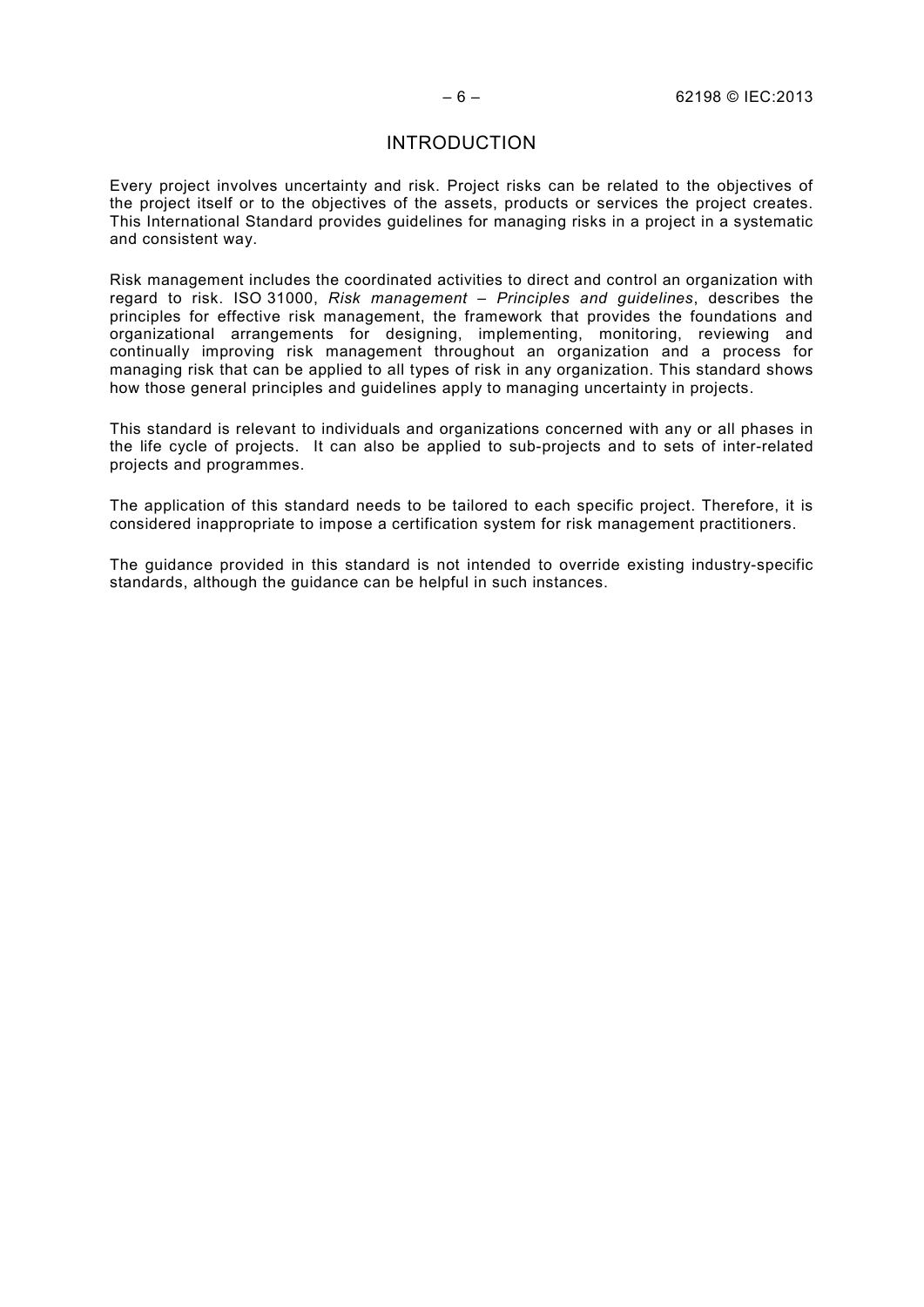# INTRODUCTION

Every project involves uncertainty and risk. Project risks can be related to the objectives of the project itself or to the objectives of the assets, products or services the project creates. This International Standard provides guidelines for managing risks in a project in a systematic and consistent way.

Risk management includes the coordinated activities to direct and control an organization with regard to risk. ISO 31000, *Risk management – Principles and guidelines*, describes the principles for effective risk management, the framework that provides the foundations and organizational arrangements for designing, implementing, monitoring, reviewing and continually improving risk management throughout an organization and a process for managing risk that can be applied to all types of risk in any organization. This standard shows how those general principles and guidelines apply to managing uncertainty in projects.

This standard is relevant to individuals and organizations concerned with any or all phases in the life cycle of projects. It can also be applied to sub-projects and to sets of inter-related projects and programmes.

The application of this standard needs to be tailored to each specific project. Therefore, it is considered inappropriate to impose a certification system for risk management practitioners.

The guidance provided in this standard is not intended to override existing industry-specific standards, although the guidance can be helpful in such instances.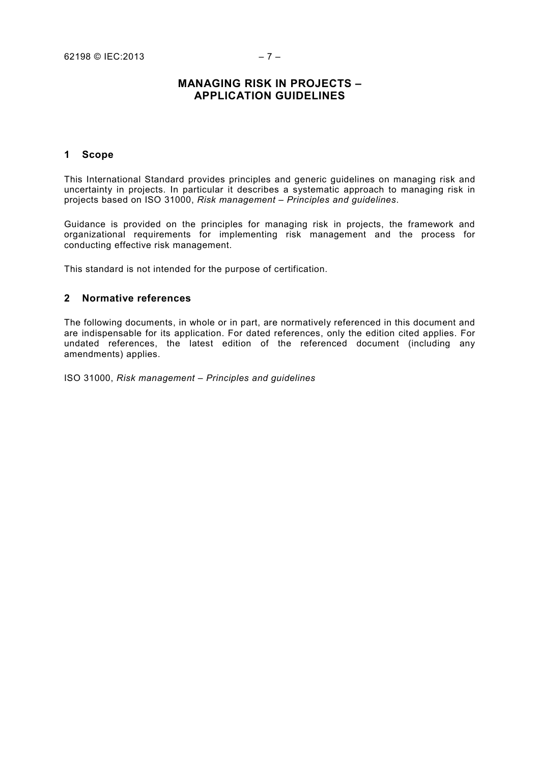# MANAGING RISK IN PROJECTS – APPLICATION GUIDELINES

## 1 Scope

This International Standard provides principles and generic guidelines on managing risk and uncertainty in projects. In particular it describes a systematic approach to managing risk in projects based on ISO 31000, *Risk management – Principles and guidelines*.

Guidance is provided on the principles for managing risk in projects, the framework and organizational requirements for implementing risk management and the process for conducting effective risk management.

This standard is not intended for the purpose of certification.

## 2 Normative references

The following documents, in whole or in part, are normatively referenced in this document and are indispensable for its application. For dated references, only the edition cited applies. For undated references, the latest edition of the referenced document (including any amendments) applies.

ISO 31000, *Risk management – Principles and guidelines*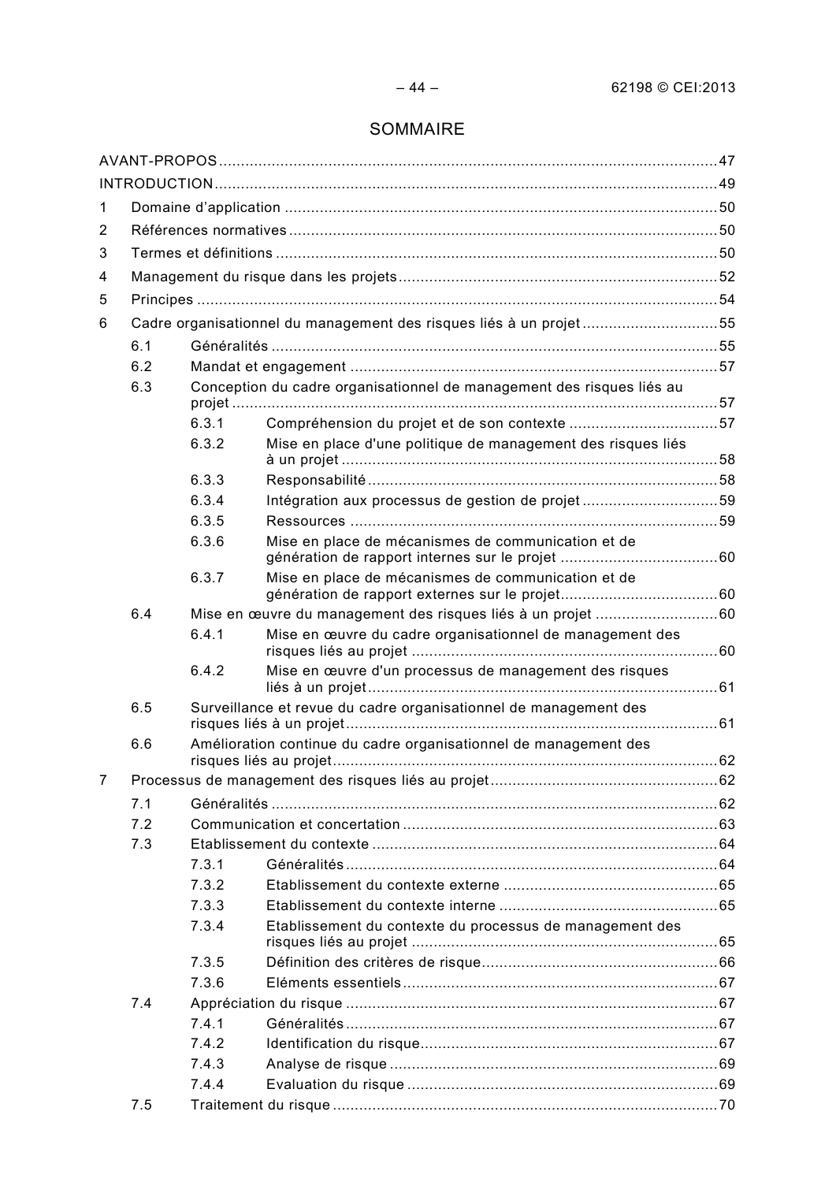# SOMMAIRE

AVANT-PROPOS .......... 47
INTRODUCTION .......... 49
1 Domaine d'application .......... 50
2 Références normatives .......... 50
3 Termes et définitions .......... 50
4 Management du risque dans les projets .......... 52
5 Principes .......... 54
6 Cadre organisationnel du management des risques liés à un projet .......... 55
  6.1 Généralités .......... 55
  6.2 Mandat et engagement .......... 57
  6.3 Conception du cadre organisationnel de management des risques liés au projet .......... 57
    6.3.1 Compréhension du projet et de son contexte .......... 57
    6.3.2 Mise en place d'une politique de management des risques liés à un projet .......... 58
    6.3.3 Responsabilité .......... 58
    6.3.4 Intégration aux processus de gestion de projet .......... 59
    6.3.5 Ressources .......... 59
    6.3.6 Mise en place de mécanismes de communication et de génération de rapport internes sur le projet .......... 60
    6.3.7 Mise en place de mécanismes de communication et de génération de rapport externes sur le projet .......... 60
  6.4 Mise en œuvre du management des risques liés à un projet .......... 60
    6.4.1 Mise en œuvre du cadre organisationnel de management des risques liés au projet .......... 60
    6.4.2 Mise en œuvre d'un processus de management des risques liés à un projet .......... 61
  6.5 Surveillance et revue du cadre organisationnel de management des risques liés à un projet .......... 61
  6.6 Amélioration continue du cadre organisationnel de management des risques liés au projet .......... 62
7 Processus de management des risques liés au projet .......... 62
  7.1 Généralités .......... 62
  7.2 Communication et concertation .......... 63
  7.3 Etablissement du contexte .......... 64
    7.3.1 Généralités .......... 64
    7.3.2 Etablissement du contexte externe .......... 65
    7.3.3 Etablissement du contexte interne .......... 65
    7.3.4 Etablissement du contexte du processus de management des risques liés au projet .......... 65
    7.3.5 Définition des critères de risque .......... 66
    7.3.6 Eléments essentiels .......... 67
  7.4 Appréciation du risque .......... 67
    7.4.1 Généralités .......... 67
    7.4.2 Identification du risque .......... 67
    7.4.3 Analyse de risque .......... 69
    7.4.4 Evaluation du risque .......... 69
  7.5 Traitement du risque .......... 70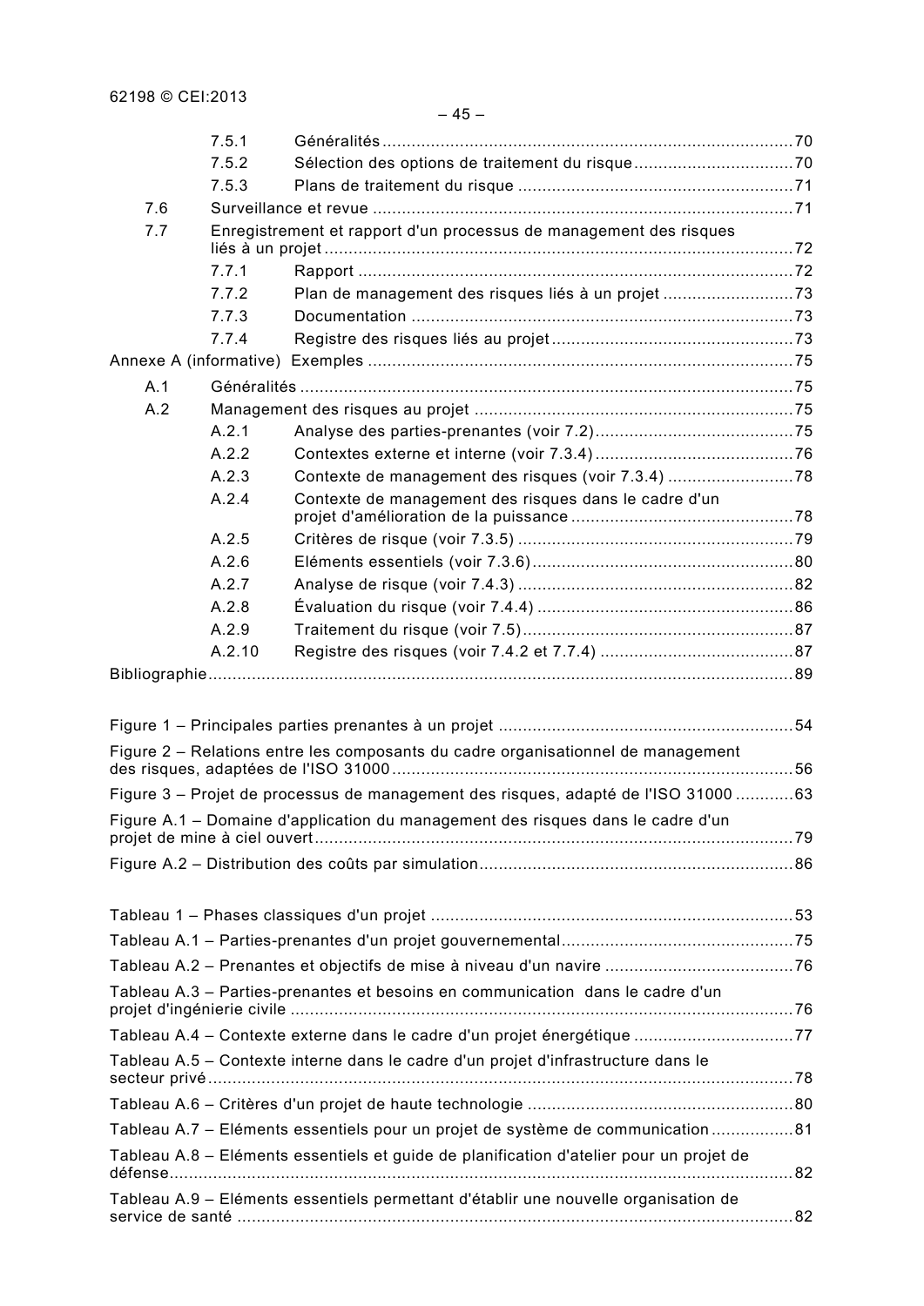7.5.1 Généralités ... 70

7.5.2 Sélection des options de traitement du risque ... 70

7.5.3 Plans de traitement du risque ... 71

7.6 Surveillance et revue ... 71

7.7 Enregistrement et rapport d'un processus de management des risques liés à un projet ... 72

7.7.1 Rapport ... 72

7.7.2 Plan de management des risques liés à un projet ... 73

7.7.3 Documentation ... 73

7.7.4 Registre des risques liés au projet ... 73

Annexe A (informative) Exemples ... 75

A.1 Généralités ... 75

A.2 Management des risques au projet ... 75

A.2.1 Analyse des parties-prenantes (voir 7.2) ... 75

A.2.2 Contextes externe et interne (voir 7.3.4) ... 76

A.2.3 Contexte de management des risques (voir 7.3.4) ... 78

A.2.4 Contexte de management des risques dans le cadre d'un projet d'amélioration de la puissance ... 78

A.2.5 Critères de risque (voir 7.3.5) ... 79

A.2.6 Eléments essentiels (voir 7.3.6) ... 80

A.2.7 Analyse de risque (voir 7.4.3) ... 82

A.2.8 Évaluation du risque (voir 7.4.4) ... 86

A.2.9 Traitement du risque (voir 7.5) ... 87

A.2.10 Registre des risques (voir 7.4.2 et 7.7.4) ... 87

Bibliographie ... 89

Figure 1 – Principales parties prenantes à un projet ... 54

Figure 2 – Relations entre les composants du cadre organisationnel de management des risques, adaptées de l'ISO 31000 ... 56

Figure 3 – Projet de processus de management des risques, adapté de l'ISO 31000 ... 63

Figure A.1 – Domaine d'application du management des risques dans le cadre d'un projet de mine à ciel ouvert ... 79

Figure A.2 – Distribution des coûts par simulation ... 86

Tableau 1 – Phases classiques d'un projet ... 53

Tableau A.1 – Parties-prenantes d'un projet gouvernemental ... 75

Tableau A.2 – Prenantes et objectifs de mise à niveau d'un navire ... 76

Tableau A.3 – Parties-prenantes et besoins en communication dans le cadre d'un projet d'ingénierie civile ... 76

Tableau A.4 – Contexte externe dans le cadre d'un projet énergétique ... 77

Tableau A.5 – Contexte interne dans le cadre d'un projet d'infrastructure dans le secteur privé ... 78

Tableau A.6 – Critères d'un projet de haute technologie ... 80

Tableau A.7 – Eléments essentiels pour un projet de système de communication ... 81

Tableau A.8 – Eléments essentiels et guide de planification d'atelier pour un projet de défense ... 82

Tableau A.9 – Eléments essentiels permettant d'établir une nouvelle organisation de service de santé ... 82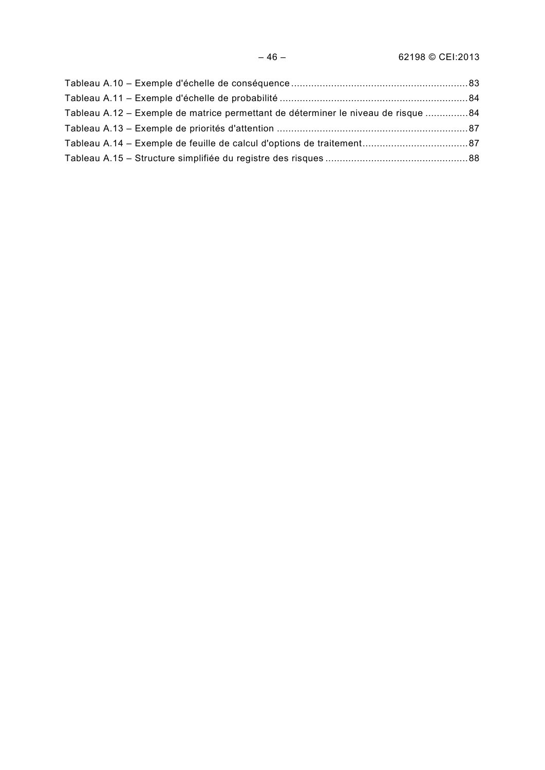Tableau A.10 – Exemple d'échelle de conséquence ............................................................. 83
Tableau A.11 – Exemple d'échelle de probabilité ................................................................. 84
Tableau A.12 – Exemple de matrice permettant de déterminer le niveau de risque ............... 84
Tableau A.13 – Exemple de priorités d'attention .................................................................. 87
Tableau A.14 – Exemple de feuille de calcul d'options de traitement..................................... 87
Tableau A.15 – Structure simplifiée du registre des risques ................................................. 88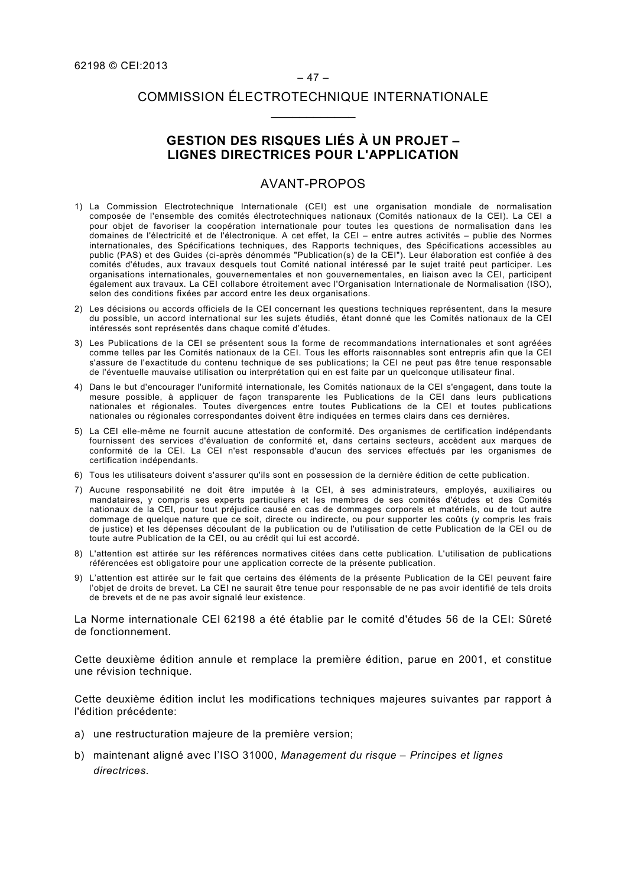# COMMISSION ÉLECTROTECHNIQUE INTERNATIONALE

## GESTION DES RISQUES LIÉS À UN PROJET – LIGNES DIRECTRICES POUR L'APPLICATION

### AVANT-PROPOS

1) La Commission Electrotechnique Internationale (CEI) est une organisation mondiale de normalisation composée de l'ensemble des comités électrotechniques nationaux (Comités nationaux de la CEI). La CEI a pour objet de favoriser la coopération internationale pour toutes les questions de normalisation dans les domaines de l'électricité et de l'électronique. A cet effet, la CEI – entre autres activités – publie des Normes internationales, des Spécifications techniques, des Rapports techniques, des Spécifications accessibles au public (PAS) et des Guides (ci-après dénommés "Publication(s) de la CEI"). Leur élaboration est confiée à des comités d'études, aux travaux desquels tout Comité national intéressé par le sujet traité peut participer. Les organisations internationales, gouvernementales et non gouvernementales, en liaison avec la CEI, participent également aux travaux. La CEI collabore étroitement avec l'Organisation Internationale de Normalisation (ISO), selon des conditions fixées par accord entre les deux organisations.
2) Les décisions ou accords officiels de la CEI concernant les questions techniques représentent, dans la mesure du possible, un accord international sur les sujets étudiés, étant donné que les Comités nationaux de la CEI intéressés sont représentés dans chaque comité d'études.
3) Les Publications de la CEI se présentent sous la forme de recommandations internationales et sont agréées comme telles par les Comités nationaux de la CEI. Tous les efforts raisonnables sont entrepris afin que la CEI s'assure de l'exactitude du contenu technique de ses publications; la CEI ne peut pas être tenue responsable de l'éventuelle mauvaise utilisation ou interprétation qui en est faite par un quelconque utilisateur final.
4) Dans le but d'encourager l'uniformité internationale, les Comités nationaux de la CEI s'engagent, dans toute la mesure possible, à appliquer de façon transparente les Publications de la CEI dans leurs publications nationales et régionales. Toutes divergences entre toutes Publications de la CEI et toutes publications nationales ou régionales correspondantes doivent être indiquées en termes clairs dans ces dernières.
5) La CEI elle-même ne fournit aucune attestation de conformité. Des organismes de certification indépendants fournissent des services d'évaluation de conformité et, dans certains secteurs, accèdent aux marques de conformité de la CEI. La CEI n'est responsable d'aucun des services effectués par les organismes de certification indépendants.
6) Tous les utilisateurs doivent s'assurer qu'ils sont en possession de la dernière édition de cette publication.
7) Aucune responsabilité ne doit être imputée à la CEI, à ses administrateurs, employés, auxiliaires ou mandataires, y compris ses experts particuliers et les membres de ses comités d'études et des Comités nationaux de la CEI, pour tout préjudice causé en cas de dommages corporels et matériels, ou de tout autre dommage de quelque nature que ce soit, directe ou indirecte, ou pour supporter les coûts (y compris les frais de justice) et les dépenses découlant de la publication ou de l'utilisation de cette Publication de la CEI ou de toute autre Publication de la CEI, ou au crédit qui lui est accordé.
8) L'attention est attirée sur les références normatives citées dans cette publication. L'utilisation de publications référencées est obligatoire pour une application correcte de la présente publication.
9) L'attention est attirée sur le fait que certains des éléments de la présente Publication de la CEI peuvent faire l'objet de droits de brevet. La CEI ne saurait être tenue pour responsable de ne pas avoir identifié de tels droits de brevets et de ne pas avoir signalé leur existence.

La Norme internationale CEI 62198 a été établie par le comité d'études 56 de la CEI: Sûreté de fonctionnement.

Cette deuxième édition annule et remplace la première édition, parue en 2001, et constitue une révision technique.

Cette deuxième édition inclut les modifications techniques majeures suivantes par rapport à l'édition précédente:

a) une restructuration majeure de la première version;
b) maintenant aligné avec l'ISO 31000, *Management du risque – Principes et lignes directrices*.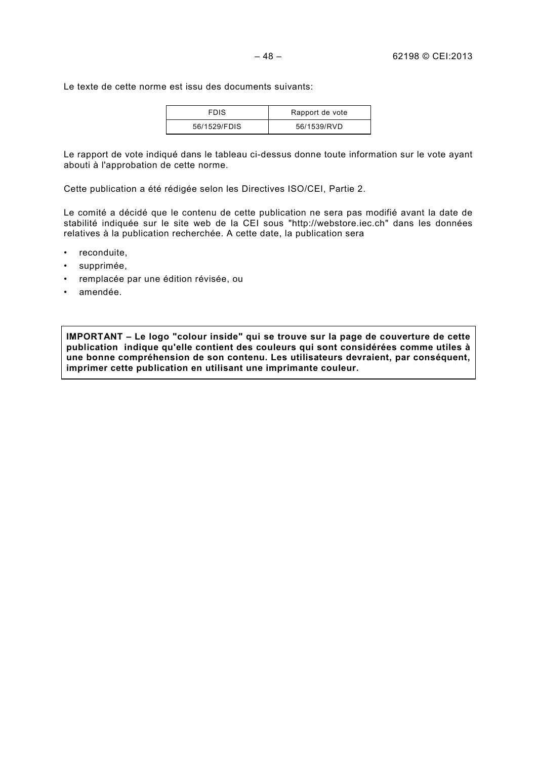Le texte de cette norme est issu des documents suivants:

| FDIS | Rapport de vote |
| --- | --- |
| 56/1529/FDIS | 56/1539/RVD |

Le rapport de vote indiqué dans le tableau ci-dessus donne toute information sur le vote ayant abouti à l'approbation de cette norme.

Cette publication a été rédigée selon les Directives ISO/CEI, Partie 2.

Le comité a décidé que le contenu de cette publication ne sera pas modifié avant la date de stabilité indiquée sur le site web de la CEI sous "http://webstore.iec.ch" dans les données relatives à la publication recherchée. A cette date, la publication sera

- reconduite,
- supprimée,
- remplacée par une édition révisée, ou
- amendée.

**IMPORTANT – Le logo "colour inside" qui se trouve sur la page de couverture de cette publication indique qu'elle contient des couleurs qui sont considérées comme utiles à une bonne compréhension de son contenu. Les utilisateurs devraient, par conséquent, imprimer cette publication en utilisant une imprimante couleur.**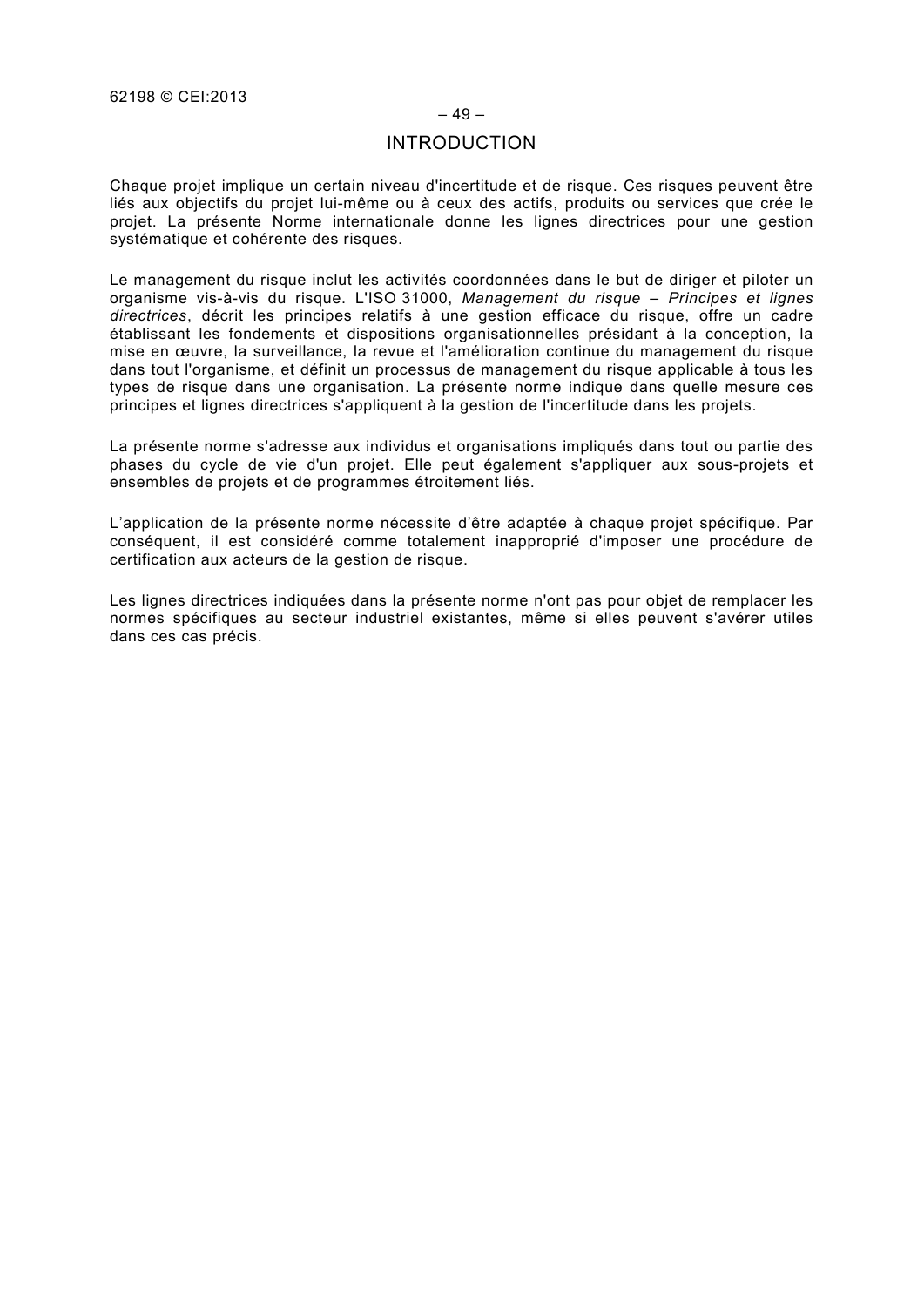# INTRODUCTION

Chaque projet implique un certain niveau d'incertitude et de risque. Ces risques peuvent être liés aux objectifs du projet lui-même ou à ceux des actifs, produits ou services que crée le projet. La présente Norme internationale donne les lignes directrices pour une gestion systématique et cohérente des risques.

Le management du risque inclut les activités coordonnées dans le but de diriger et piloter un organisme vis-à-vis du risque. L'ISO 31000, *Management du risque – Principes et lignes directrices*, décrit les principes relatifs à une gestion efficace du risque, offre un cadre établissant les fondements et dispositions organisationnelles présidant à la conception, la mise en œuvre, la surveillance, la revue et l'amélioration continue du management du risque dans tout l'organisme, et définit un processus de management du risque applicable à tous les types de risque dans une organisation. La présente norme indique dans quelle mesure ces principes et lignes directrices s'appliquent à la gestion de l'incertitude dans les projets.

La présente norme s'adresse aux individus et organisations impliqués dans tout ou partie des phases du cycle de vie d'un projet. Elle peut également s'appliquer aux sous-projets et ensembles de projets et de programmes étroitement liés.

L'application de la présente norme nécessite d'être adaptée à chaque projet spécifique. Par conséquent, il est considéré comme totalement inapproprié d'imposer une procédure de certification aux acteurs de la gestion de risque.

Les lignes directrices indiquées dans la présente norme n'ont pas pour objet de remplacer les normes spécifiques au secteur industriel existantes, même si elles peuvent s'avérer utiles dans ces cas précis.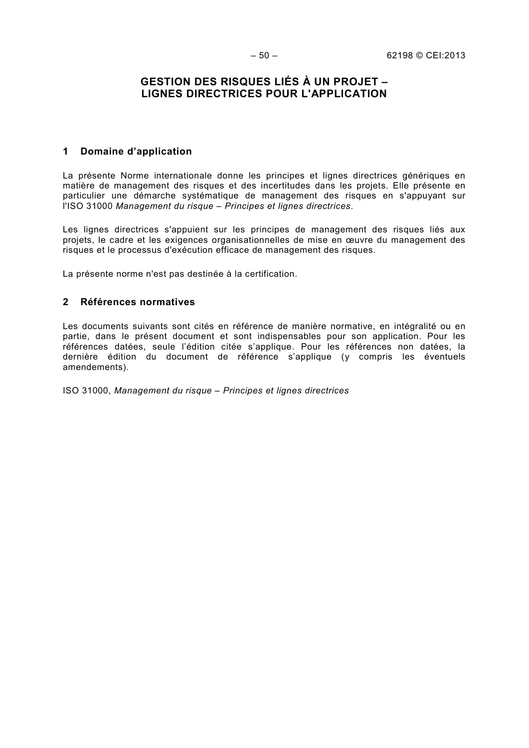# GESTION DES RISQUES LIÉS À UN PROJET – LIGNES DIRECTRICES POUR L'APPLICATION

## 1 Domaine d'application

La présente Norme internationale donne les principes et lignes directrices génériques en matière de management des risques et des incertitudes dans les projets. Elle présente en particulier une démarche systématique de management des risques en s'appuyant sur l'ISO 31000 *Management du risque – Principes et lignes directrices*.

Les lignes directrices s'appuient sur les principes de management des risques liés aux projets, le cadre et les exigences organisationnelles de mise en œuvre du management des risques et le processus d'exécution efficace de management des risques.

La présente norme n'est pas destinée à la certification.

## 2 Références normatives

Les documents suivants sont cités en référence de manière normative, en intégralité ou en partie, dans le présent document et sont indispensables pour son application. Pour les références datées, seule l'édition citée s'applique. Pour les références non datées, la dernière édition du document de référence s'applique (y compris les éventuels amendements).

ISO 31000, *Management du risque – Principes et lignes directrices*